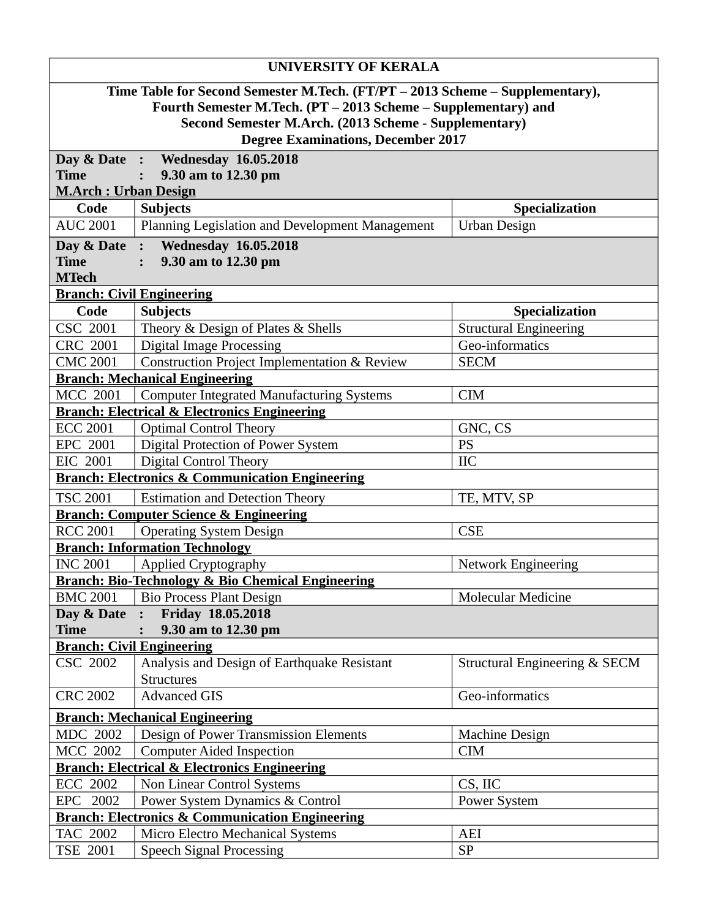# UNIVERSITY OF KERALA

**Time Table for Second Semester M.Tech. (FT/PT – 2013 Scheme – Supplementary), Fourth Semester M.Tech. (PT – 2013 Scheme – Supplementary) and Second Semester M.Arch. (2013 Scheme - Supplementary) Degree Examinations, December 2017**

**Day & Date : Wednesday 16.05.2018**
**Time : 9.30 am to 12.30 pm**
**M.Arch : Urban Design**

| Code | Subjects | Specialization |
|---|---|---|
| AUC 2001 | Planning Legislation and Development Management | Urban Design |

**Day & Date : Wednesday 16.05.2018**
**Time : 9.30 am to 12.30 pm**
**MTech**

| Code | Subjects | Specialization |
|---|---|---|
| **Branch: Civil Engineering** | | |
| CSC 2001 | Theory & Design of Plates & Shells | Structural Engineering |
| CRC 2001 | Digital Image Processing | Geo-informatics |
| CMC 2001 | Construction Project Implementation & Review | SECM |
| **Branch: Mechanical Engineering** | | |
| MCC 2001 | Computer Integrated Manufacturing Systems | CIM |
| **Branch: Electrical & Electronics Engineering** | | |
| ECC 2001 | Optimal Control Theory | GNC, CS |
| EPC 2001 | Digital Protection of Power System | PS |
| EIC 2001 | Digital Control Theory | IIC |
| **Branch: Electronics & Communication Engineering** | | |
| TSC 2001 | Estimation and Detection Theory | TE, MTV, SP |
| **Branch: Computer Science & Engineering** | | |
| RCC 2001 | Operating System Design | CSE |
| **Branch: Information Technology** | | |
| INC 2001 | Applied Cryptography | Network Engineering |
| **Branch: Bio-Technology & Bio Chemical Engineering** | | |
| BMC 2001 | Bio Process Plant Design | Molecular Medicine |

**Day & Date : Friday 18.05.2018**
**Time : 9.30 am to 12.30 pm**

| Code | Subjects | Specialization |
|---|---|---|
| **Branch: Civil Engineering** | | |
| CSC 2002 | Analysis and Design of Earthquake Resistant Structures | Structural Engineering & SECM |
| CRC 2002 | Advanced GIS | Geo-informatics |
| **Branch: Mechanical Engineering** | | |
| MDC 2002 | Design of Power Transmission Elements | Machine Design |
| MCC 2002 | Computer Aided Inspection | CIM |
| **Branch: Electrical & Electronics Engineering** | | |
| ECC 2002 | Non Linear Control Systems | CS, IIC |
| EPC 2002 | Power System Dynamics & Control | Power System |
| **Branch: Electronics & Communication Engineering** | | |
| TAC 2002 | Micro Electro Mechanical Systems | AEI |
| TSE 2001 | Speech Signal Processing | SP |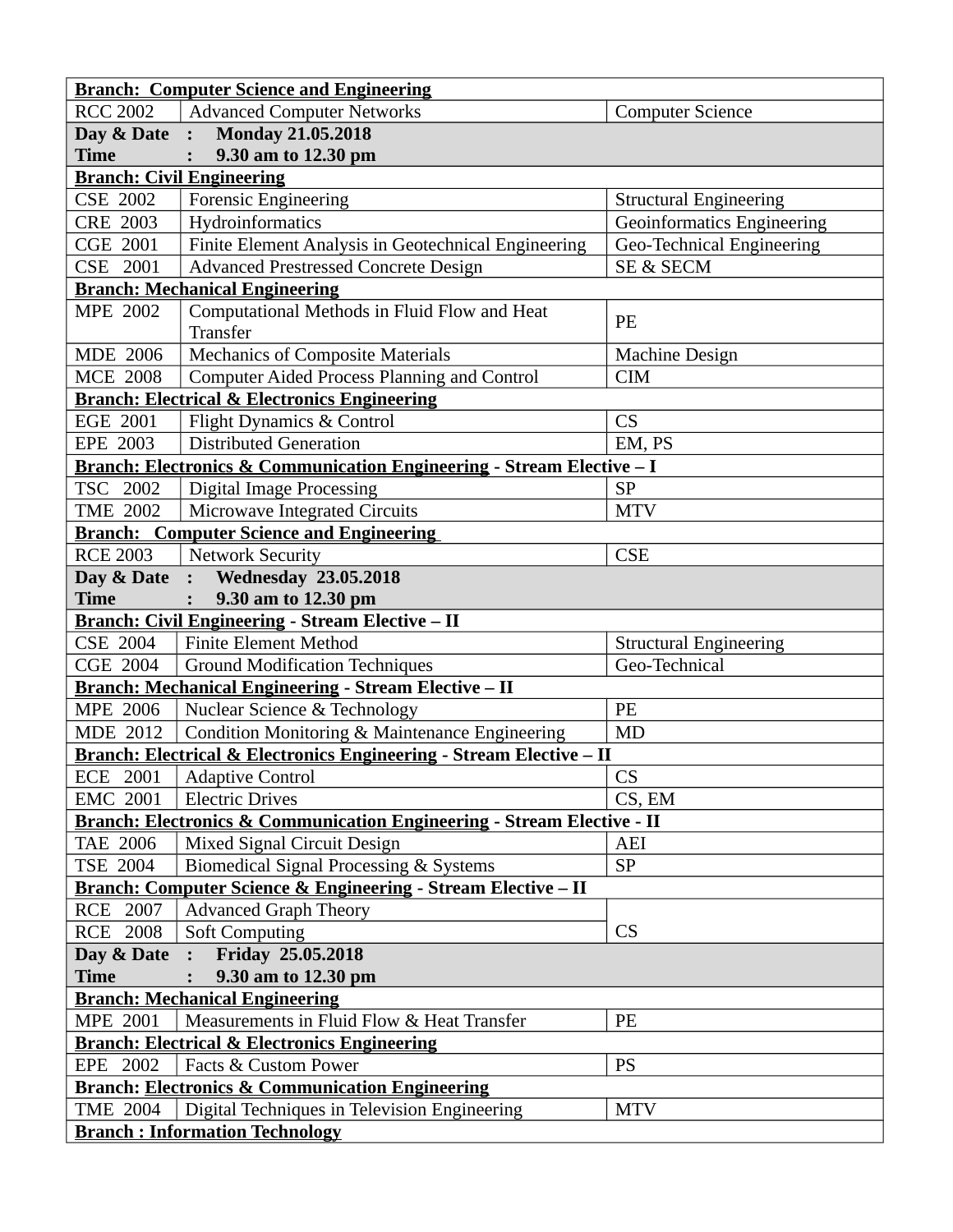| **Branch: Computer Science and Engineering** | | |
|---|---|---|
| RCC 2002 | Advanced Computer Networks | Computer Science |
| **Day & Date : Monday 21.05.2018**<br>**Time : 9.30 am to 12.30 pm** | | |
| **Branch: Civil Engineering** | | |
| CSE 2002 | Forensic Engineering | Structural Engineering |
| CRE 2003 | Hydroinformatics | Geoinformatics Engineering |
| CGE 2001 | Finite Element Analysis in Geotechnical Engineering | Geo-Technical Engineering |
| CSE 2001 | Advanced Prestressed Concrete Design | SE & SECM |
| **Branch: Mechanical Engineering** | | |
| MPE 2002 | Computational Methods in Fluid Flow and Heat Transfer | PE |
| MDE 2006 | Mechanics of Composite Materials | Machine Design |
| MCE 2008 | Computer Aided Process Planning and Control | CIM |
| **Branch: Electrical & Electronics Engineering** | | |
| EGE 2001 | Flight Dynamics & Control | CS |
| EPE 2003 | Distributed Generation | EM, PS |
| **Branch: Electronics & Communication Engineering - Stream Elective – I** | | |
| TSC 2002 | Digital Image Processing | SP |
| TME 2002 | Microwave Integrated Circuits | MTV |
| **Branch: Computer Science and Engineering** | | |
| RCE 2003 | Network Security | CSE |
| **Day & Date : Wednesday 23.05.2018**<br>**Time : 9.30 am to 12.30 pm** | | |
| **Branch: Civil Engineering - Stream Elective – II** | | |
| CSE 2004 | Finite Element Method | Structural Engineering |
| CGE 2004 | Ground Modification Techniques | Geo-Technical |
| **Branch: Mechanical Engineering - Stream Elective – II** | | |
| MPE 2006 | Nuclear Science & Technology | PE |
| MDE 2012 | Condition Monitoring & Maintenance Engineering | MD |
| **Branch: Electrical & Electronics Engineering - Stream Elective – II** | | |
| ECE 2001 | Adaptive Control | CS |
| EMC 2001 | Electric Drives | CS, EM |
| **Branch: Electronics & Communication Engineering - Stream Elective - II** | | |
| TAE 2006 | Mixed Signal Circuit Design | AEI |
| TSE 2004 | Biomedical Signal Processing & Systems | SP |
| **Branch: Computer Science & Engineering - Stream Elective – II** | | |
| RCE 2007 | Advanced Graph Theory | CS |
| RCE 2008 | Soft Computing | |
| **Day & Date : Friday 25.05.2018**<br>**Time : 9.30 am to 12.30 pm** | | |
| **Branch: Mechanical Engineering** | | |
| MPE 2001 | Measurements in Fluid Flow & Heat Transfer | PE |
| **Branch: Electrical & Electronics Engineering** | | |
| EPE 2002 | Facts & Custom Power | PS |
| **Branch: Electronics & Communication Engineering** | | |
| TME 2004 | Digital Techniques in Television Engineering | MTV |
| **Branch : Information Technology** | | |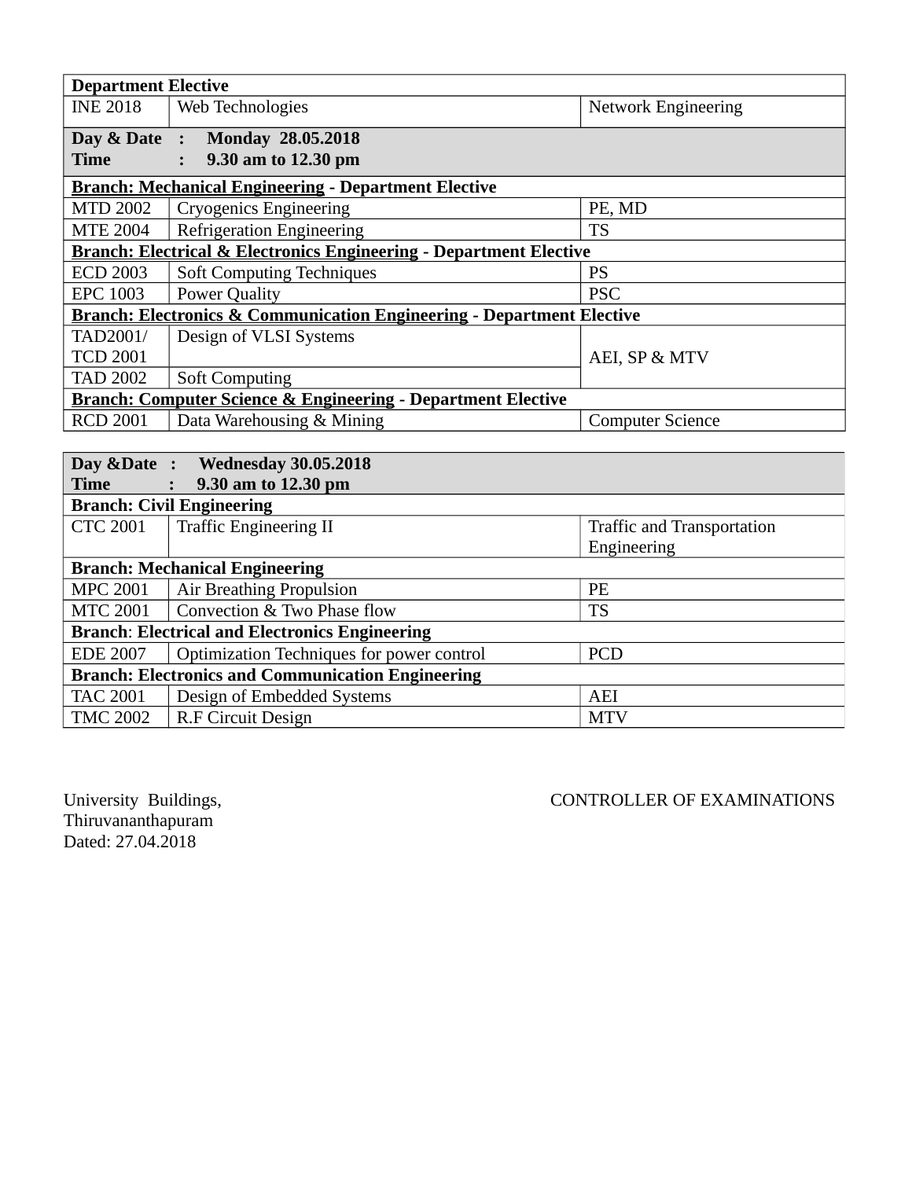| | | |
|---|---|---|
| **Department Elective** | | |
| INE 2018 | Web Technologies | Network Engineering |
| **Day & Date : Monday 28.05.2018**<br>**Time : 9.30 am to 12.30 pm** | | |
| **Branch: Mechanical Engineering - Department Elective** | | |
| MTD 2002 | Cryogenics Engineering | PE, MD |
| MTE 2004 | Refrigeration Engineering | TS |
| **Branch: Electrical & Electronics Engineering - Department Elective** | | |
| ECD 2003 | Soft Computing Techniques | PS |
| EPC 1003 | Power Quality | PSC |
| **Branch: Electronics & Communication Engineering - Department Elective** | | |
| TAD2001/ TCD 2001 | Design of VLSI Systems | AEI, SP & MTV |
| TAD 2002 | Soft Computing | |
| **Branch: Computer Science & Engineering - Department Elective** | | |
| RCD 2001 | Data Warehousing & Mining | Computer Science |

| | | |
|---|---|---|
| **Day &Date : Wednesday 30.05.2018**<br>**Time : 9.30 am to 12.30 pm** | | |
| **Branch: Civil Engineering** | | |
| CTC 2001 | Traffic Engineering II | Traffic and Transportation Engineering |
| **Branch: Mechanical Engineering** | | |
| MPC 2001 | Air Breathing Propulsion | PE |
| MTC 2001 | Convection & Two Phase flow | TS |
| **Branch: Electrical and Electronics Engineering** | | |
| EDE 2007 | Optimization Techniques for power control | PCD |
| **Branch: Electronics and Communication Engineering** | | |
| TAC 2001 | Design of Embedded Systems | AEI |
| TMC 2002 | R.F Circuit Design | MTV |

University Buildings,
Thiruvananthapuram
Dated: 27.04.2018

CONTROLLER OF EXAMINATIONS